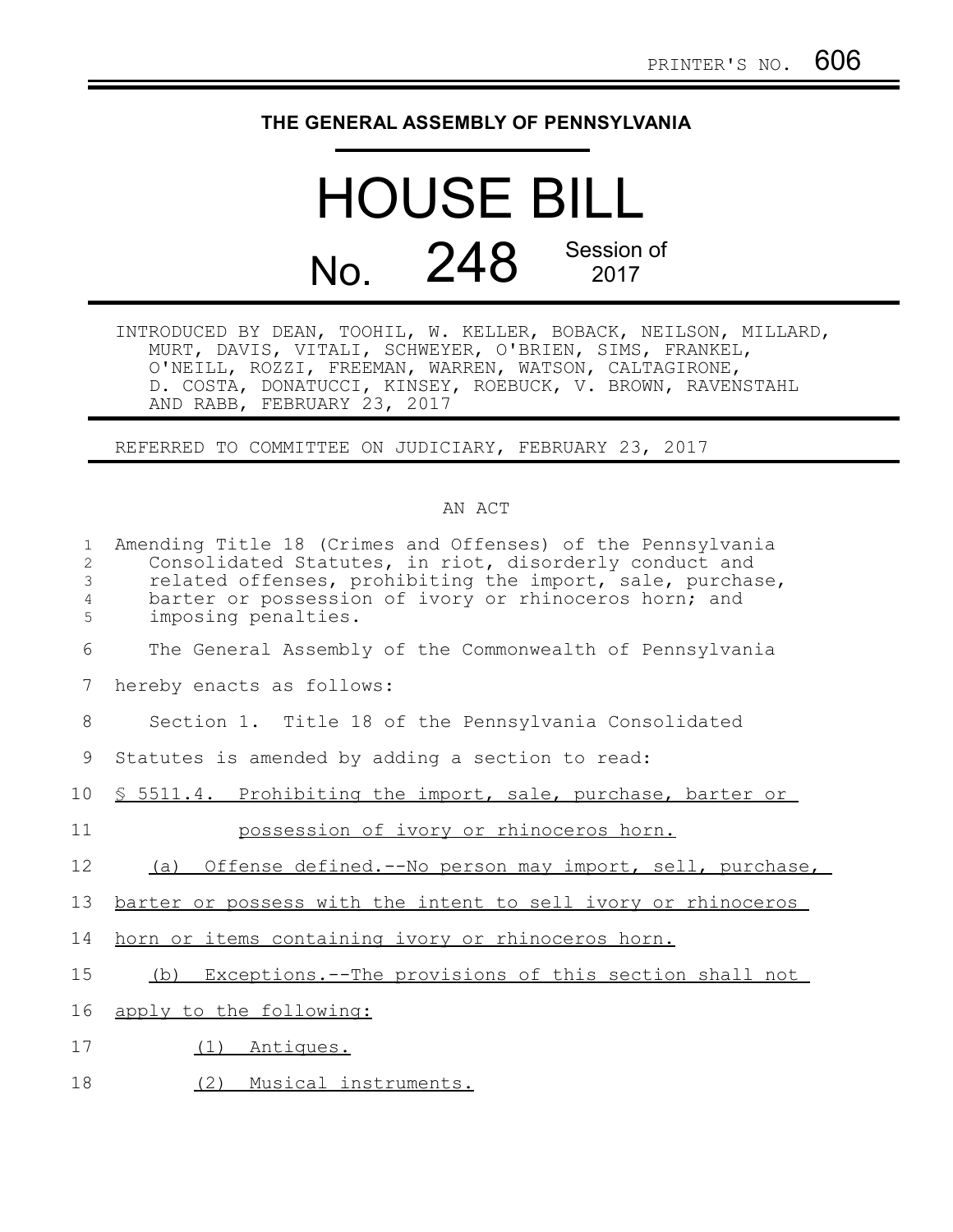PRINTER'S NO. 606

**THE GENERAL ASSEMBLY OF PENNSYLVANIA**

# HOUSE BILL

## No. 248 Session of 2017

INTRODUCED BY DEAN, TOOHIL, W. KELLER, BOBACK, NEILSON, MILLARD, MURT, DAVIS, VITALI, SCHWEYER, O'BRIEN, SIMS, FRANKEL, O'NEILL, ROZZI, FREEMAN, WARREN, WATSON, CALTAGIRONE, D. COSTA, DONATUCCI, KINSEY, ROEBUCK, V. BROWN, RAVENSTAHL AND RABB, FEBRUARY 23, 2017

REFERRED TO COMMITTEE ON JUDICIARY, FEBRUARY 23, 2017

AN ACT

Amending Title 18 (Crimes and Offenses) of the Pennsylvania Consolidated Statutes, in riot, disorderly conduct and related offenses, prohibiting the import, sale, purchase, barter or possession of ivory or rhinoceros horn; and imposing penalties.

The General Assembly of the Commonwealth of Pennsylvania hereby enacts as follows:

Section 1. Title 18 of the Pennsylvania Consolidated Statutes is amended by adding a section to read:

§ 5511.4. Prohibiting the import, sale, purchase, barter or possession of ivory or rhinoceros horn.

(a) Offense defined.--No person may import, sell, purchase, barter or possess with the intent to sell ivory or rhinoceros horn or items containing ivory or rhinoceros horn.

(b) Exceptions.--The provisions of this section shall not apply to the following:

(1) Antiques.

(2) Musical instruments.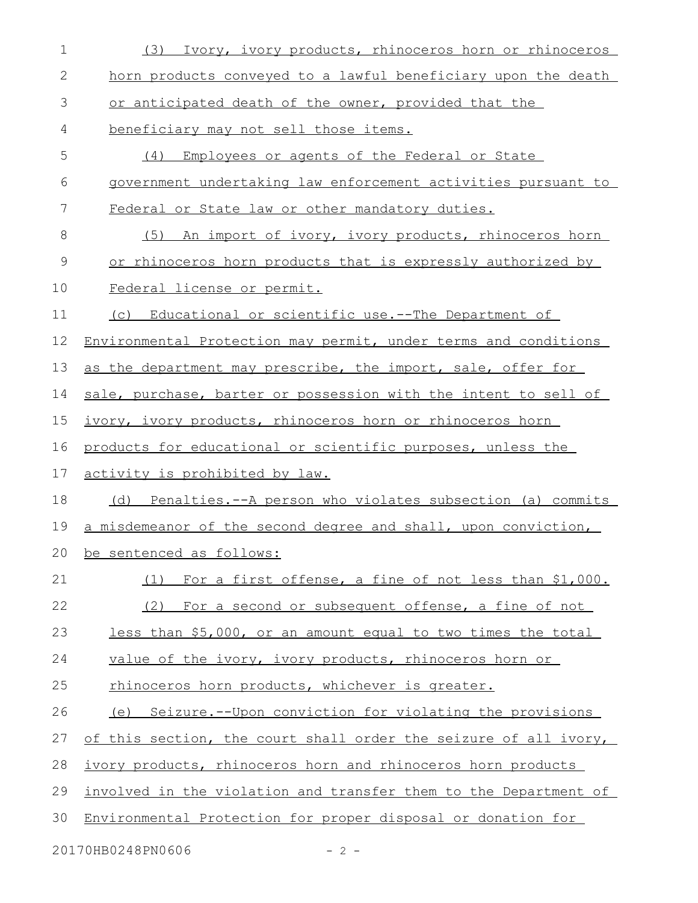(3) Ivory, ivory products, rhinoceros horn or rhinoceros horn products conveyed to a lawful beneficiary upon the death or anticipated death of the owner, provided that the beneficiary may not sell those items.

(4) Employees or agents of the Federal or State government undertaking law enforcement activities pursuant to Federal or State law or other mandatory duties.

(5) An import of ivory, ivory products, rhinoceros horn or rhinoceros horn products that is expressly authorized by Federal license or permit.

(c) Educational or scientific use.--The Department of Environmental Protection may permit, under terms and conditions as the department may prescribe, the import, sale, offer for sale, purchase, barter or possession with the intent to sell of ivory, ivory products, rhinoceros horn or rhinoceros horn products for educational or scientific purposes, unless the activity is prohibited by law.

(d) Penalties.--A person who violates subsection (a) commits a misdemeanor of the second degree and shall, upon conviction, be sentenced as follows:

(1) For a first offense, a fine of not less than $1,000.

(2) For a second or subsequent offense, a fine of not less than $5,000, or an amount equal to two times the total value of the ivory, ivory products, rhinoceros horn or rhinoceros horn products, whichever is greater.

(e) Seizure.--Upon conviction for violating the provisions of this section, the court shall order the seizure of all ivory, ivory products, rhinoceros horn and rhinoceros horn products involved in the violation and transfer them to the Department of Environmental Protection for proper disposal or donation for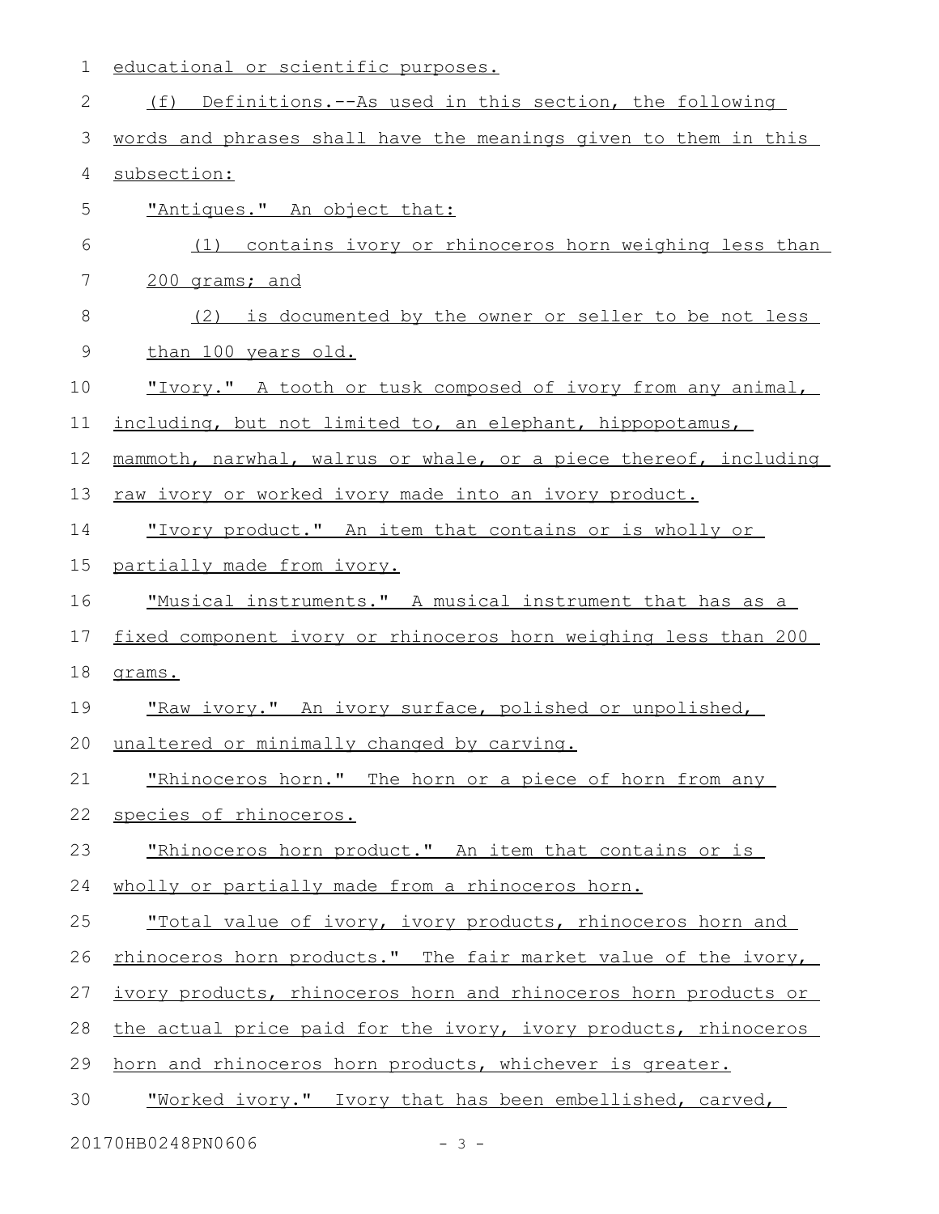educational or scientific purposes.

(f) Definitions.--As used in this section, the following words and phrases shall have the meanings given to them in this subsection:

"Antiques." An object that:

(1) contains ivory or rhinoceros horn weighing less than 200 grams; and

(2) is documented by the owner or seller to be not less than 100 years old.

"Ivory." A tooth or tusk composed of ivory from any animal, including, but not limited to, an elephant, hippopotamus, mammoth, narwhal, walrus or whale, or a piece thereof, including raw ivory or worked ivory made into an ivory product.

"Ivory product." An item that contains or is wholly or partially made from ivory.

"Musical instruments." A musical instrument that has as a fixed component ivory or rhinoceros horn weighing less than 200 grams.

"Raw ivory." An ivory surface, polished or unpolished, unaltered or minimally changed by carving.

"Rhinoceros horn." The horn or a piece of horn from any species of rhinoceros.

"Rhinoceros horn product." An item that contains or is wholly or partially made from a rhinoceros horn.

"Total value of ivory, ivory products, rhinoceros horn and rhinoceros horn products." The fair market value of the ivory, ivory products, rhinoceros horn and rhinoceros horn products or the actual price paid for the ivory, ivory products, rhinoceros horn and rhinoceros horn products, whichever is greater.

"Worked ivory." Ivory that has been embellished, carved,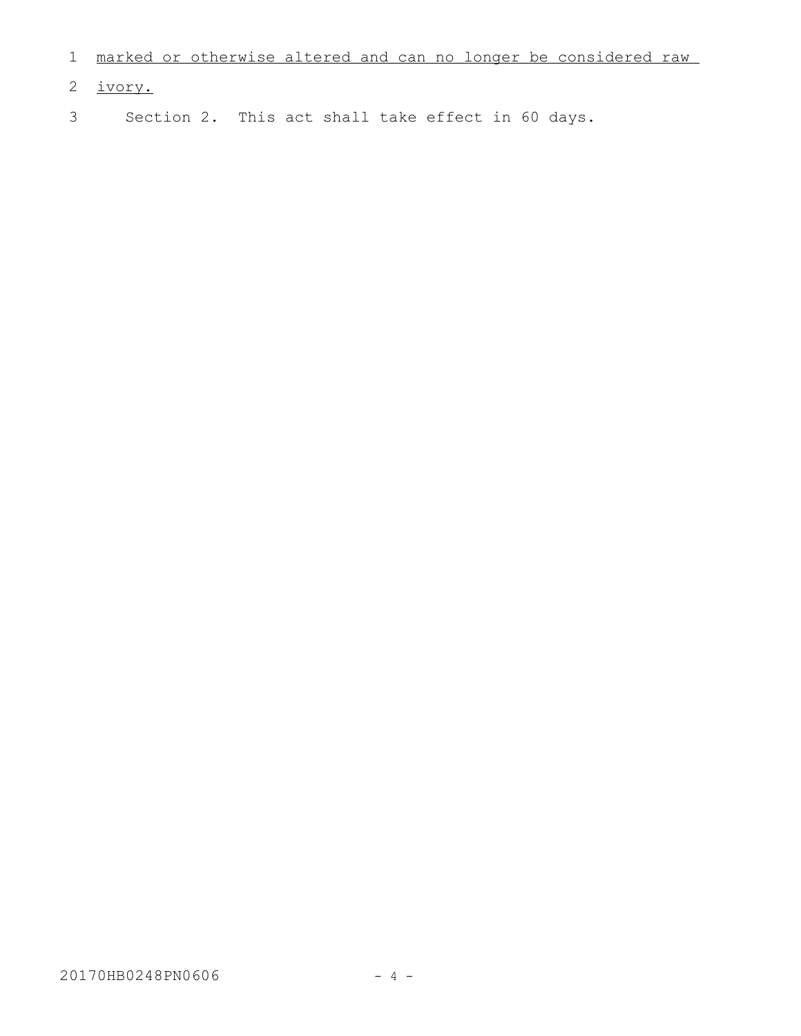marked or otherwise altered and can no longer be considered raw ivory.

Section 2. This act shall take effect in 60 days.